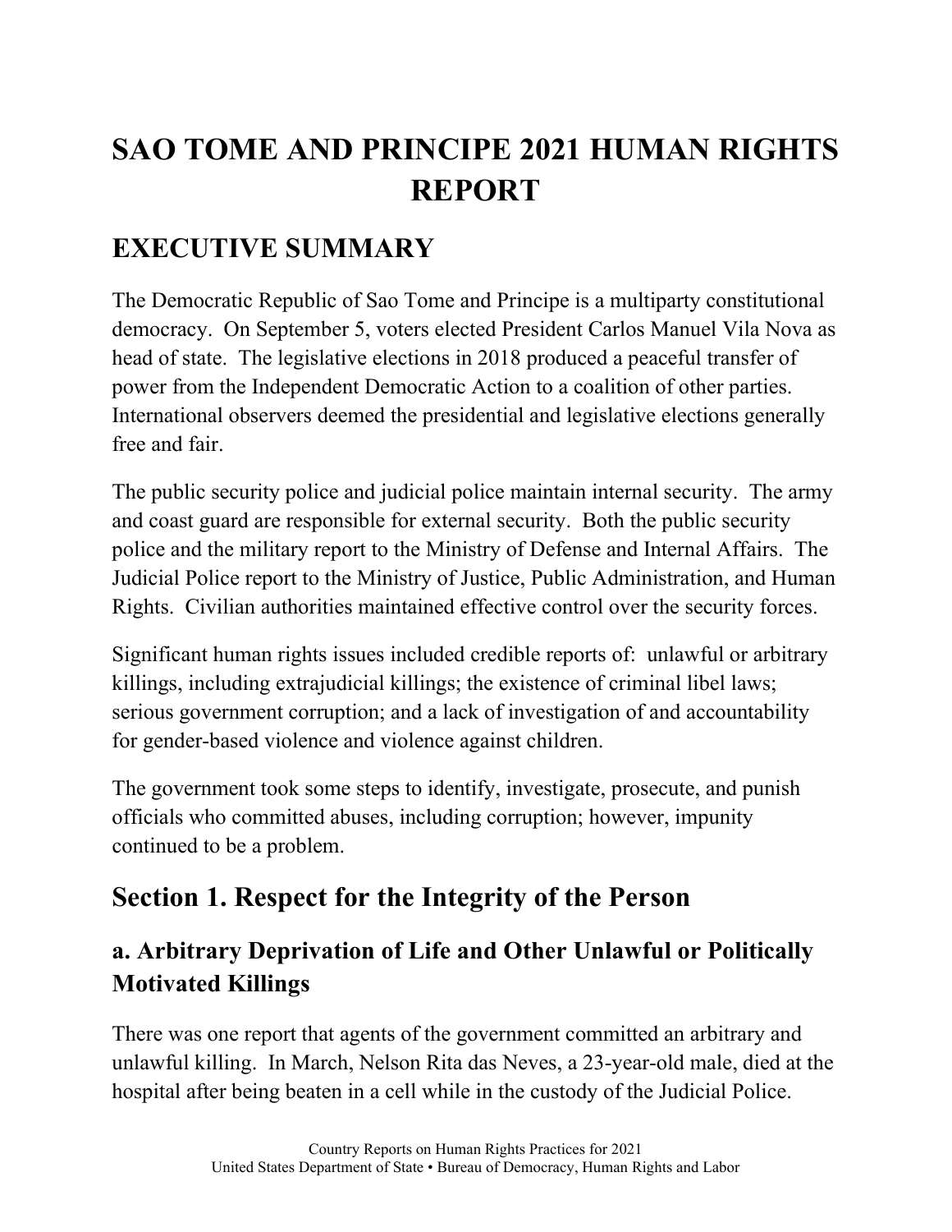# SAO TOME AND PRINCIPE 2021 HUMAN RIGHTS REPORT

## EXECUTIVE SUMMARY

The Democratic Republic of Sao Tome and Principe is a multiparty constitutional democracy. On September 5, voters elected President Carlos Manuel Vila Nova as head of state. The legislative elections in 2018 produced a peaceful transfer of power from the Independent Democratic Action to a coalition of other parties. International observers deemed the presidential and legislative elections generally free and fair.

The public security police and judicial police maintain internal security. The army and coast guard are responsible for external security. Both the public security police and the military report to the Ministry of Defense and Internal Affairs. The Judicial Police report to the Ministry of Justice, Public Administration, and Human Rights. Civilian authorities maintained effective control over the security forces.

Significant human rights issues included credible reports of: unlawful or arbitrary killings, including extrajudicial killings; the existence of criminal libel laws; serious government corruption; and a lack of investigation of and accountability for gender-based violence and violence against children.

The government took some steps to identify, investigate, prosecute, and punish officials who committed abuses, including corruption; however, impunity continued to be a problem.

## Section 1. Respect for the Integrity of the Person

### a. Arbitrary Deprivation of Life and Other Unlawful or Politically Motivated Killings

There was one report that agents of the government committed an arbitrary and unlawful killing. In March, Nelson Rita das Neves, a 23-year-old male, died at the hospital after being beaten in a cell while in the custody of the Judicial Police.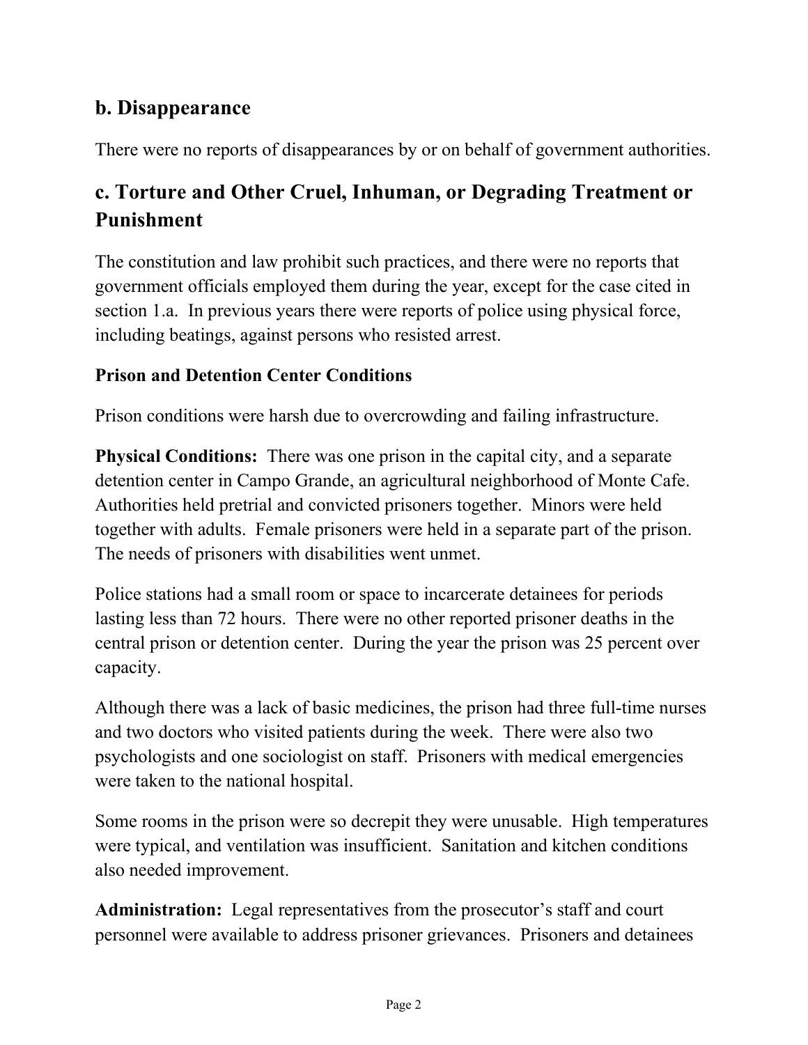## b. Disappearance

There were no reports of disappearances by or on behalf of government authorities.

## c. Torture and Other Cruel, Inhuman, or Degrading Treatment or Punishment

The constitution and law prohibit such practices, and there were no reports that government officials employed them during the year, except for the case cited in section 1.a. In previous years there were reports of police using physical force, including beatings, against persons who resisted arrest.

### Prison and Detention Center Conditions

Prison conditions were harsh due to overcrowding and failing infrastructure.

**Physical Conditions:** There was one prison in the capital city, and a separate detention center in Campo Grande, an agricultural neighborhood of Monte Cafe. Authorities held pretrial and convicted prisoners together. Minors were held together with adults. Female prisoners were held in a separate part of the prison. The needs of prisoners with disabilities went unmet.

Police stations had a small room or space to incarcerate detainees for periods lasting less than 72 hours. There were no other reported prisoner deaths in the central prison or detention center. During the year the prison was 25 percent over capacity.

Although there was a lack of basic medicines, the prison had three full-time nurses and two doctors who visited patients during the week. There were also two psychologists and one sociologist on staff. Prisoners with medical emergencies were taken to the national hospital.

Some rooms in the prison were so decrepit they were unusable. High temperatures were typical, and ventilation was insufficient. Sanitation and kitchen conditions also needed improvement.

**Administration:** Legal representatives from the prosecutor's staff and court personnel were available to address prisoner grievances. Prisoners and detainees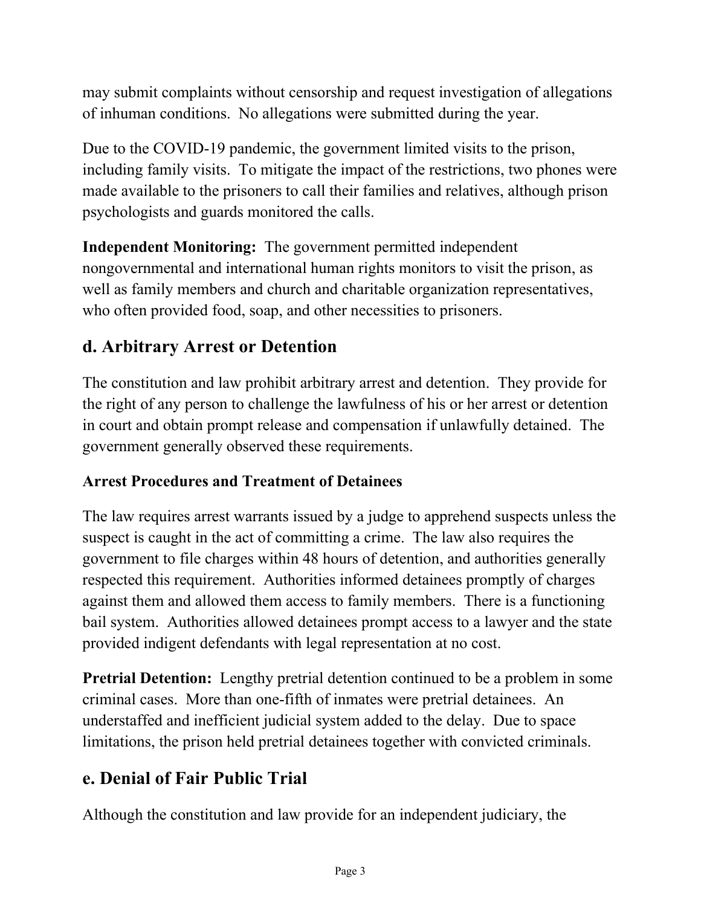may submit complaints without censorship and request investigation of allegations of inhuman conditions. No allegations were submitted during the year.

Due to the COVID-19 pandemic, the government limited visits to the prison, including family visits. To mitigate the impact of the restrictions, two phones were made available to the prisoners to call their families and relatives, although prison psychologists and guards monitored the calls.

**Independent Monitoring:** The government permitted independent nongovernmental and international human rights monitors to visit the prison, as well as family members and church and charitable organization representatives, who often provided food, soap, and other necessities to prisoners.

## d. Arbitrary Arrest or Detention

The constitution and law prohibit arbitrary arrest and detention. They provide for the right of any person to challenge the lawfulness of his or her arrest or detention in court and obtain prompt release and compensation if unlawfully detained. The government generally observed these requirements.

### Arrest Procedures and Treatment of Detainees

The law requires arrest warrants issued by a judge to apprehend suspects unless the suspect is caught in the act of committing a crime. The law also requires the government to file charges within 48 hours of detention, and authorities generally respected this requirement. Authorities informed detainees promptly of charges against them and allowed them access to family members. There is a functioning bail system. Authorities allowed detainees prompt access to a lawyer and the state provided indigent defendants with legal representation at no cost.

**Pretrial Detention:** Lengthy pretrial detention continued to be a problem in some criminal cases. More than one-fifth of inmates were pretrial detainees. An understaffed and inefficient judicial system added to the delay. Due to space limitations, the prison held pretrial detainees together with convicted criminals.

## e. Denial of Fair Public Trial

Although the constitution and law provide for an independent judiciary, the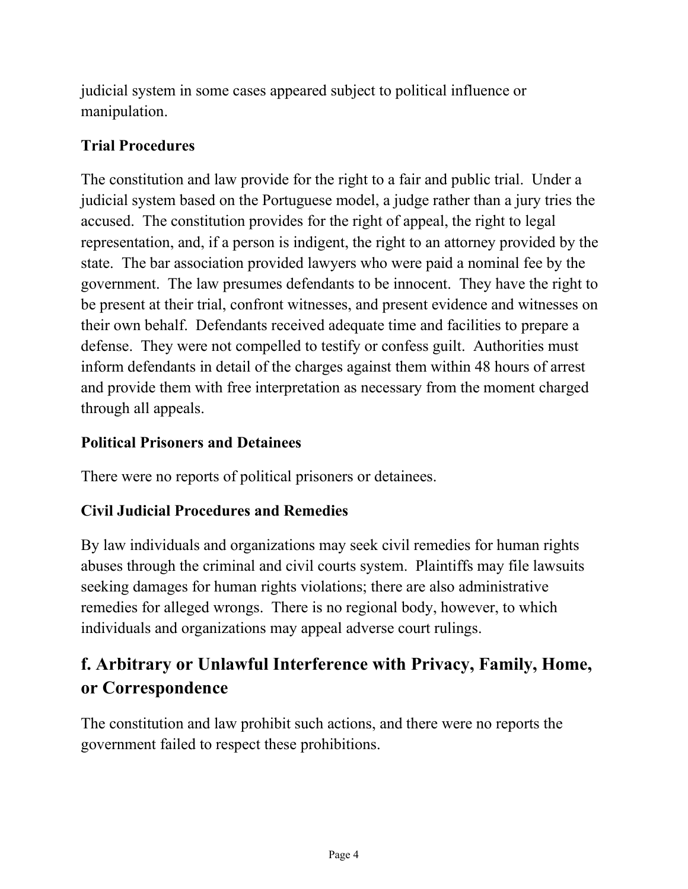judicial system in some cases appeared subject to political influence or manipulation.

### Trial Procedures

The constitution and law provide for the right to a fair and public trial. Under a judicial system based on the Portuguese model, a judge rather than a jury tries the accused. The constitution provides for the right of appeal, the right to legal representation, and, if a person is indigent, the right to an attorney provided by the state. The bar association provided lawyers who were paid a nominal fee by the government. The law presumes defendants to be innocent. They have the right to be present at their trial, confront witnesses, and present evidence and witnesses on their own behalf. Defendants received adequate time and facilities to prepare a defense. They were not compelled to testify or confess guilt. Authorities must inform defendants in detail of the charges against them within 48 hours of arrest and provide them with free interpretation as necessary from the moment charged through all appeals.

### Political Prisoners and Detainees

There were no reports of political prisoners or detainees.

### Civil Judicial Procedures and Remedies

By law individuals and organizations may seek civil remedies for human rights abuses through the criminal and civil courts system. Plaintiffs may file lawsuits seeking damages for human rights violations; there are also administrative remedies for alleged wrongs. There is no regional body, however, to which individuals and organizations may appeal adverse court rulings.

## f. Arbitrary or Unlawful Interference with Privacy, Family, Home, or Correspondence

The constitution and law prohibit such actions, and there were no reports the government failed to respect these prohibitions.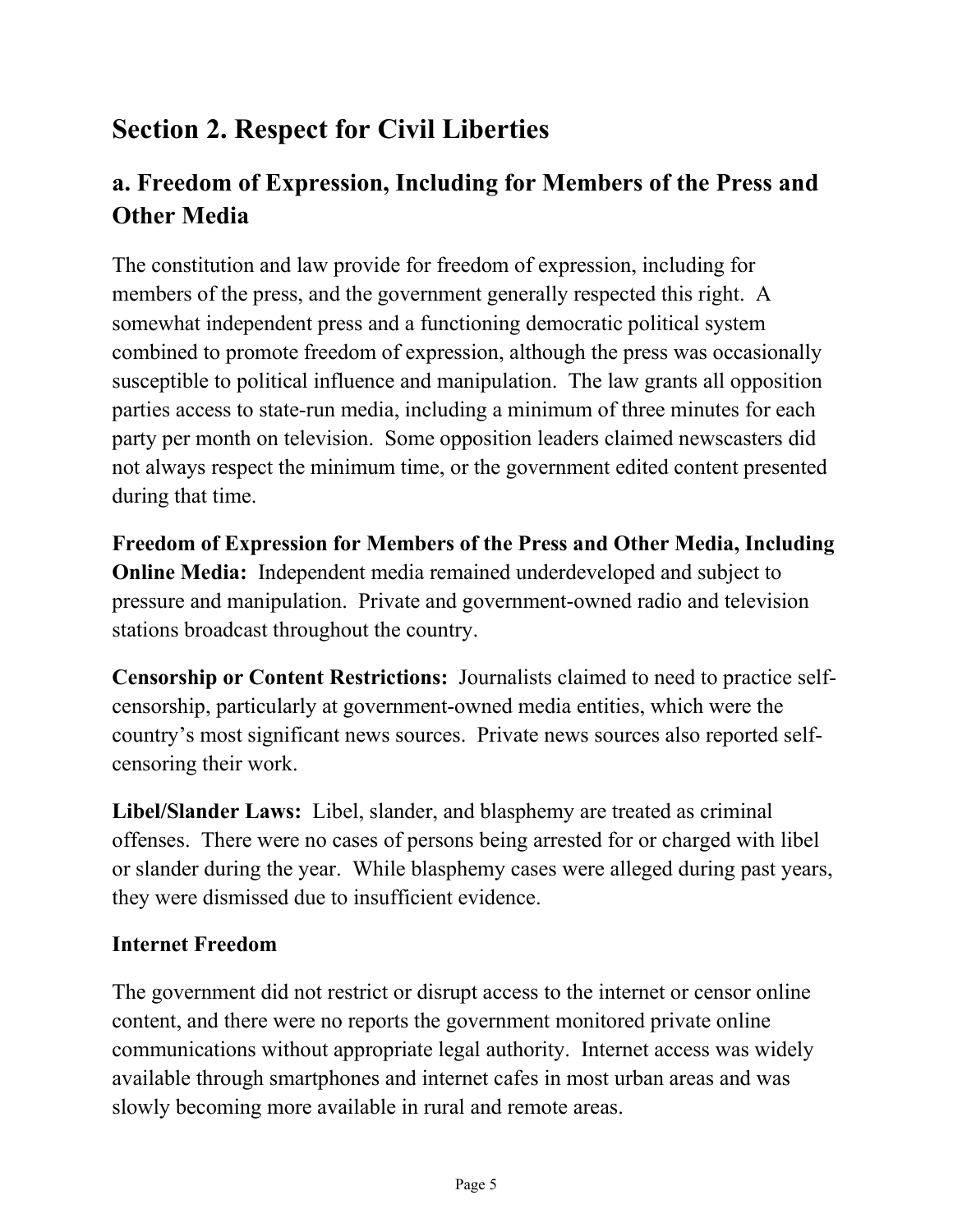## Section 2. Respect for Civil Liberties

### a. Freedom of Expression, Including for Members of the Press and Other Media

The constitution and law provide for freedom of expression, including for members of the press, and the government generally respected this right. A somewhat independent press and a functioning democratic political system combined to promote freedom of expression, although the press was occasionally susceptible to political influence and manipulation. The law grants all opposition parties access to state-run media, including a minimum of three minutes for each party per month on television. Some opposition leaders claimed newscasters did not always respect the minimum time, or the government edited content presented during that time.

**Freedom of Expression for Members of the Press and Other Media, Including Online Media:** Independent media remained underdeveloped and subject to pressure and manipulation. Private and government-owned radio and television stations broadcast throughout the country.

**Censorship or Content Restrictions:** Journalists claimed to need to practice self-censorship, particularly at government-owned media entities, which were the country's most significant news sources. Private news sources also reported self-censoring their work.

**Libel/Slander Laws:** Libel, slander, and blasphemy are treated as criminal offenses. There were no cases of persons being arrested for or charged with libel or slander during the year. While blasphemy cases were alleged during past years, they were dismissed due to insufficient evidence.

#### Internet Freedom

The government did not restrict or disrupt access to the internet or censor online content, and there were no reports the government monitored private online communications without appropriate legal authority. Internet access was widely available through smartphones and internet cafes in most urban areas and was slowly becoming more available in rural and remote areas.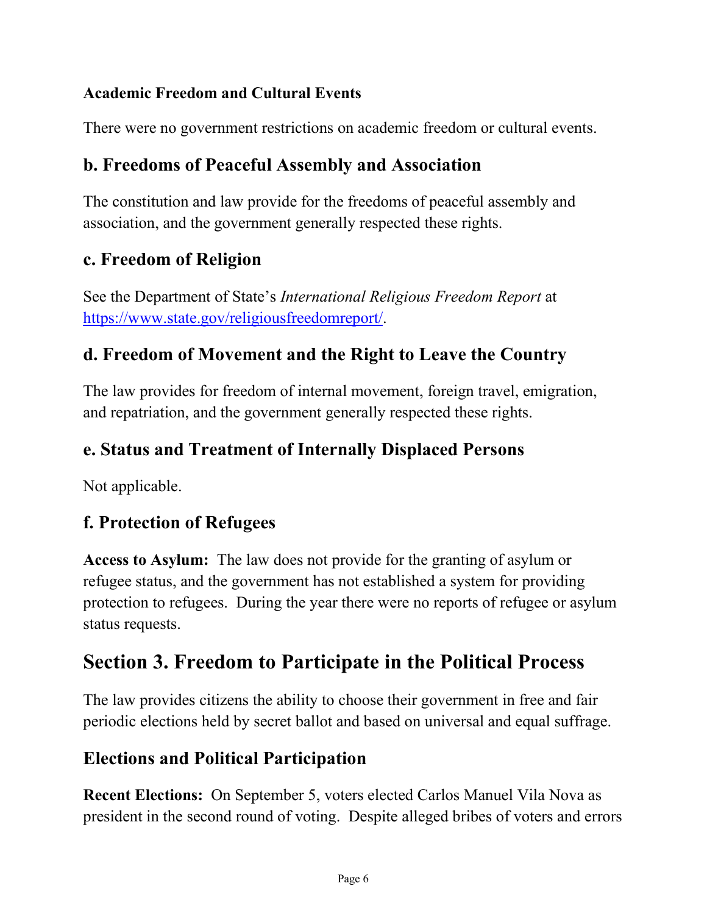### Academic Freedom and Cultural Events

There were no government restrictions on academic freedom or cultural events.

## b. Freedoms of Peaceful Assembly and Association

The constitution and law provide for the freedoms of peaceful assembly and association, and the government generally respected these rights.

## c. Freedom of Religion

See the Department of State's *International Religious Freedom Report* at https://www.state.gov/religiousfreedomreport/.

## d. Freedom of Movement and the Right to Leave the Country

The law provides for freedom of internal movement, foreign travel, emigration, and repatriation, and the government generally respected these rights.

## e. Status and Treatment of Internally Displaced Persons

Not applicable.

## f. Protection of Refugees

**Access to Asylum:** The law does not provide for the granting of asylum or refugee status, and the government has not established a system for providing protection to refugees. During the year there were no reports of refugee or asylum status requests.

# Section 3. Freedom to Participate in the Political Process

The law provides citizens the ability to choose their government in free and fair periodic elections held by secret ballot and based on universal and equal suffrage.

## Elections and Political Participation

**Recent Elections:** On September 5, voters elected Carlos Manuel Vila Nova as president in the second round of voting. Despite alleged bribes of voters and errors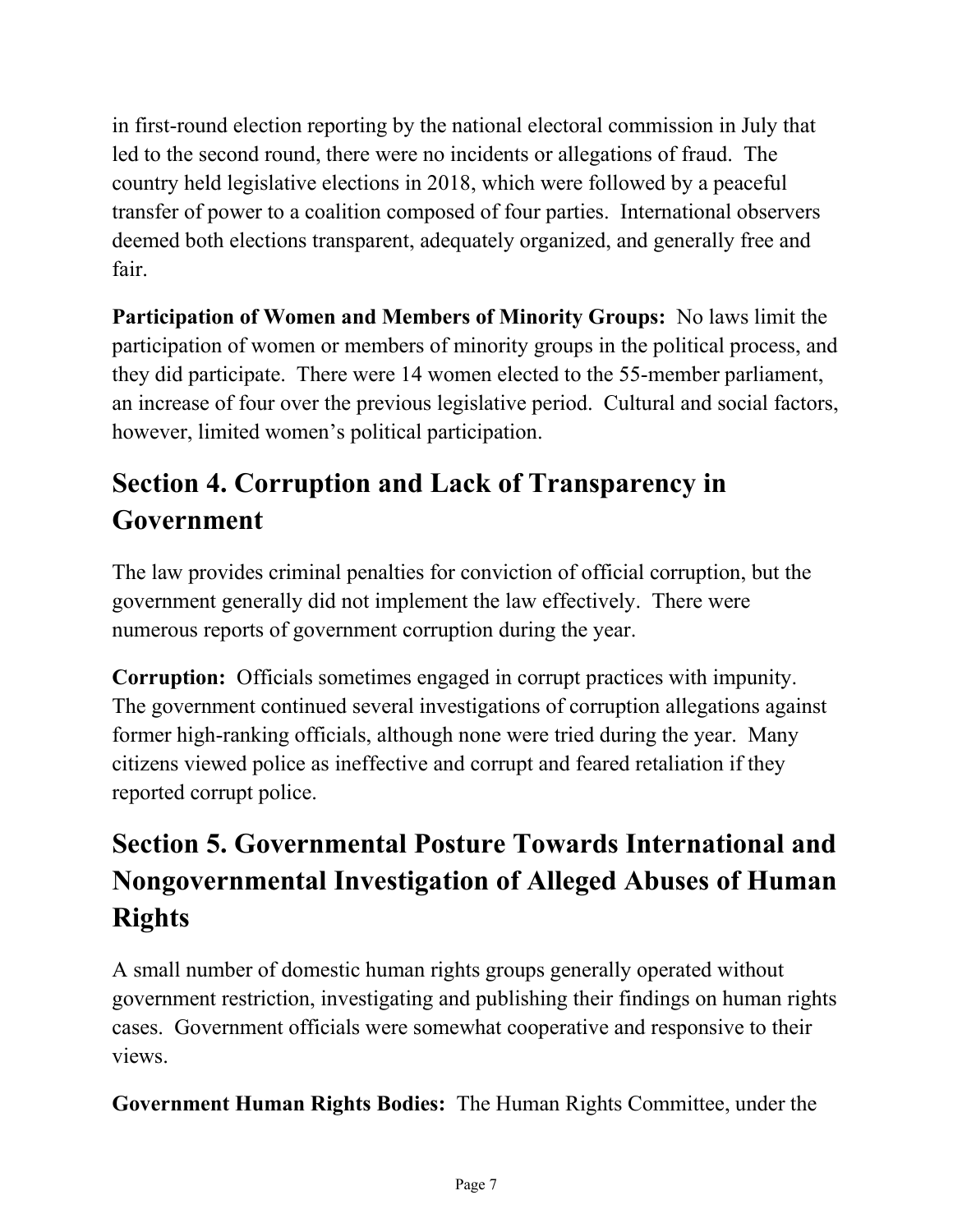in first-round election reporting by the national electoral commission in July that led to the second round, there were no incidents or allegations of fraud. The country held legislative elections in 2018, which were followed by a peaceful transfer of power to a coalition composed of four parties. International observers deemed both elections transparent, adequately organized, and generally free and fair.

**Participation of Women and Members of Minority Groups:** No laws limit the participation of women or members of minority groups in the political process, and they did participate. There were 14 women elected to the 55-member parliament, an increase of four over the previous legislative period. Cultural and social factors, however, limited women's political participation.

## Section 4. Corruption and Lack of Transparency in Government

The law provides criminal penalties for conviction of official corruption, but the government generally did not implement the law effectively. There were numerous reports of government corruption during the year.

**Corruption:** Officials sometimes engaged in corrupt practices with impunity. The government continued several investigations of corruption allegations against former high-ranking officials, although none were tried during the year. Many citizens viewed police as ineffective and corrupt and feared retaliation if they reported corrupt police.

## Section 5. Governmental Posture Towards International and Nongovernmental Investigation of Alleged Abuses of Human Rights

A small number of domestic human rights groups generally operated without government restriction, investigating and publishing their findings on human rights cases. Government officials were somewhat cooperative and responsive to their views.

**Government Human Rights Bodies:** The Human Rights Committee, under the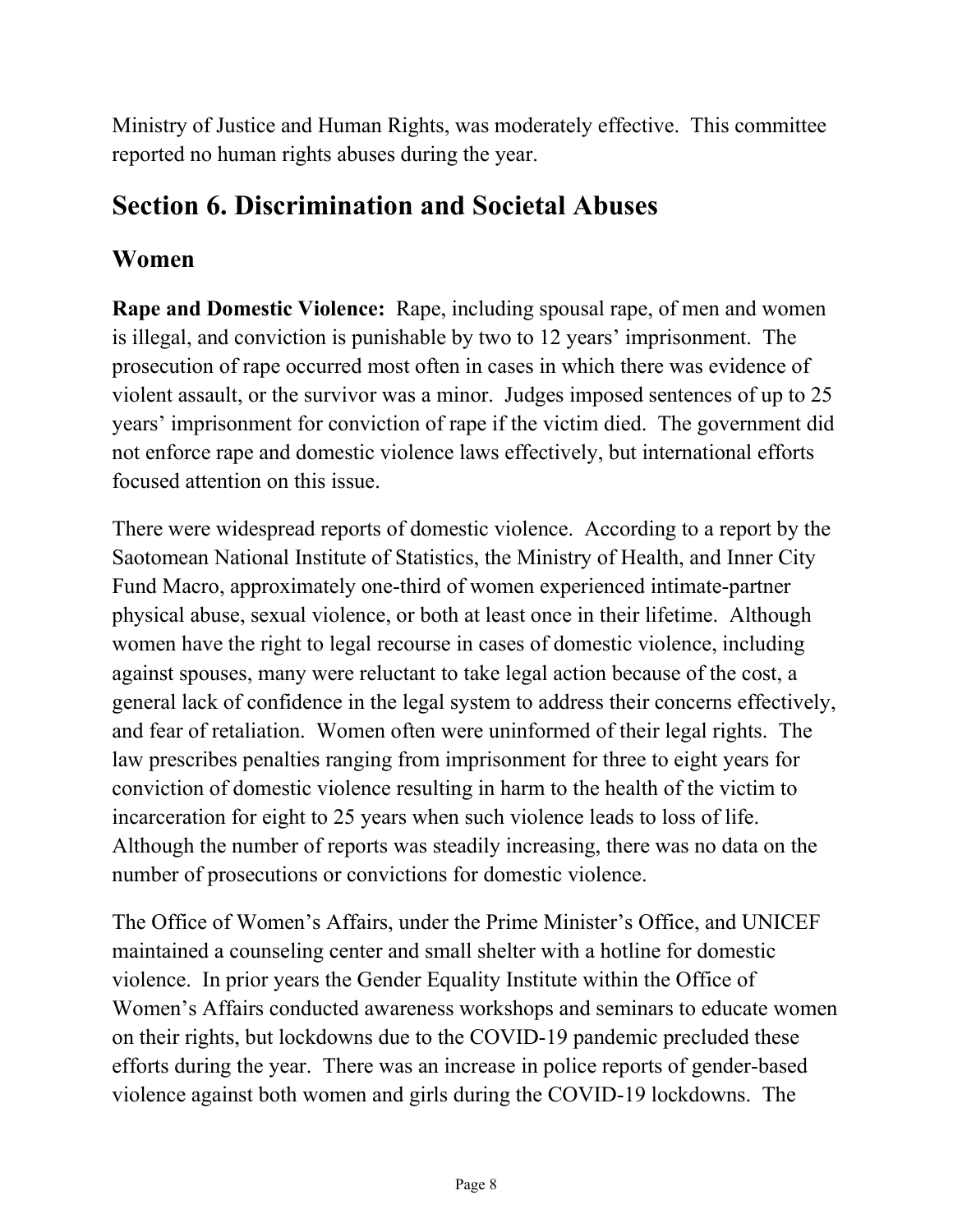Ministry of Justice and Human Rights, was moderately effective. This committee reported no human rights abuses during the year.

## Section 6. Discrimination and Societal Abuses

### Women

**Rape and Domestic Violence:** Rape, including spousal rape, of men and women is illegal, and conviction is punishable by two to 12 years' imprisonment. The prosecution of rape occurred most often in cases in which there was evidence of violent assault, or the survivor was a minor. Judges imposed sentences of up to 25 years' imprisonment for conviction of rape if the victim died. The government did not enforce rape and domestic violence laws effectively, but international efforts focused attention on this issue.

There were widespread reports of domestic violence. According to a report by the Saotomean National Institute of Statistics, the Ministry of Health, and Inner City Fund Macro, approximately one-third of women experienced intimate-partner physical abuse, sexual violence, or both at least once in their lifetime. Although women have the right to legal recourse in cases of domestic violence, including against spouses, many were reluctant to take legal action because of the cost, a general lack of confidence in the legal system to address their concerns effectively, and fear of retaliation. Women often were uninformed of their legal rights. The law prescribes penalties ranging from imprisonment for three to eight years for conviction of domestic violence resulting in harm to the health of the victim to incarceration for eight to 25 years when such violence leads to loss of life. Although the number of reports was steadily increasing, there was no data on the number of prosecutions or convictions for domestic violence.

The Office of Women's Affairs, under the Prime Minister's Office, and UNICEF maintained a counseling center and small shelter with a hotline for domestic violence. In prior years the Gender Equality Institute within the Office of Women's Affairs conducted awareness workshops and seminars to educate women on their rights, but lockdowns due to the COVID-19 pandemic precluded these efforts during the year. There was an increase in police reports of gender-based violence against both women and girls during the COVID-19 lockdowns. The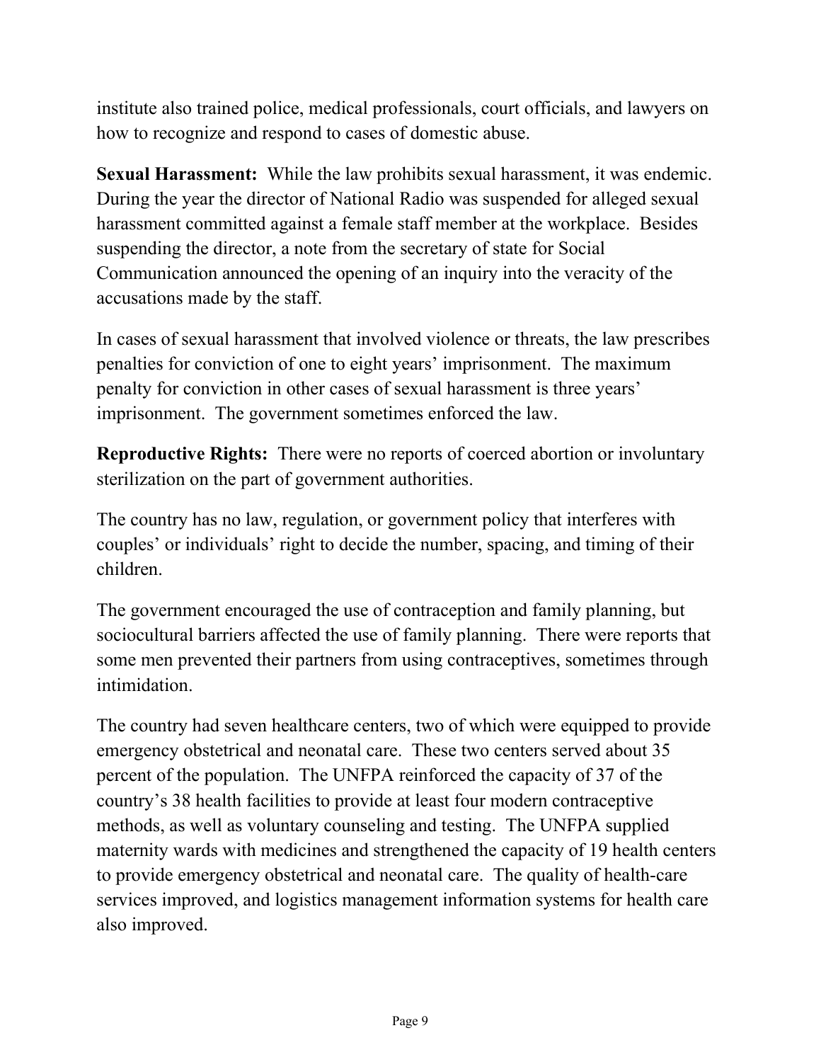institute also trained police, medical professionals, court officials, and lawyers on how to recognize and respond to cases of domestic abuse.

**Sexual Harassment:** While the law prohibits sexual harassment, it was endemic. During the year the director of National Radio was suspended for alleged sexual harassment committed against a female staff member at the workplace. Besides suspending the director, a note from the secretary of state for Social Communication announced the opening of an inquiry into the veracity of the accusations made by the staff.

In cases of sexual harassment that involved violence or threats, the law prescribes penalties for conviction of one to eight years' imprisonment. The maximum penalty for conviction in other cases of sexual harassment is three years' imprisonment. The government sometimes enforced the law.

**Reproductive Rights:** There were no reports of coerced abortion or involuntary sterilization on the part of government authorities.

The country has no law, regulation, or government policy that interferes with couples' or individuals' right to decide the number, spacing, and timing of their children.

The government encouraged the use of contraception and family planning, but sociocultural barriers affected the use of family planning. There were reports that some men prevented their partners from using contraceptives, sometimes through intimidation.

The country had seven healthcare centers, two of which were equipped to provide emergency obstetrical and neonatal care. These two centers served about 35 percent of the population. The UNFPA reinforced the capacity of 37 of the country's 38 health facilities to provide at least four modern contraceptive methods, as well as voluntary counseling and testing. The UNFPA supplied maternity wards with medicines and strengthened the capacity of 19 health centers to provide emergency obstetrical and neonatal care. The quality of health-care services improved, and logistics management information systems for health care also improved.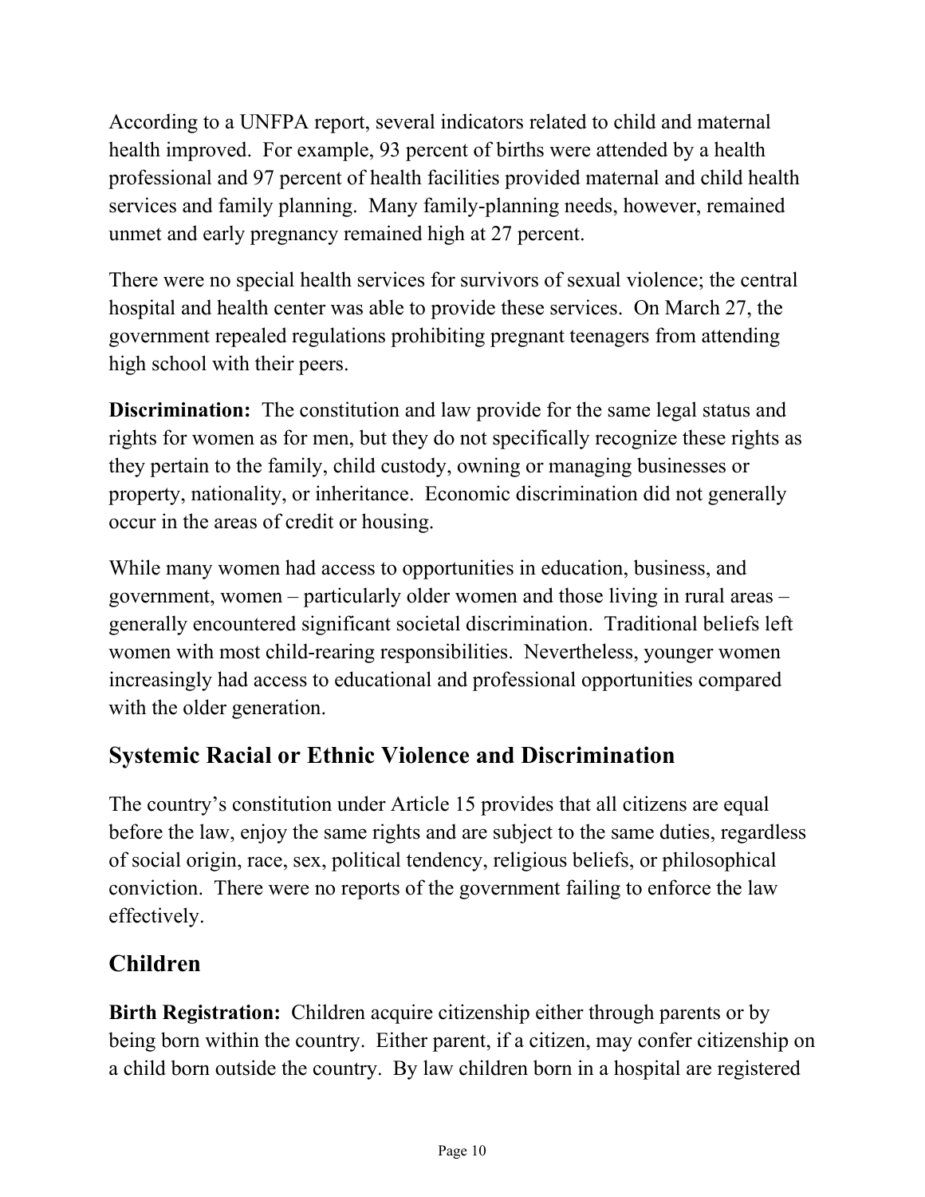According to a UNFPA report, several indicators related to child and maternal health improved. For example, 93 percent of births were attended by a health professional and 97 percent of health facilities provided maternal and child health services and family planning. Many family-planning needs, however, remained unmet and early pregnancy remained high at 27 percent.

There were no special health services for survivors of sexual violence; the central hospital and health center was able to provide these services. On March 27, the government repealed regulations prohibiting pregnant teenagers from attending high school with their peers.

**Discrimination:** The constitution and law provide for the same legal status and rights for women as for men, but they do not specifically recognize these rights as they pertain to the family, child custody, owning or managing businesses or property, nationality, or inheritance. Economic discrimination did not generally occur in the areas of credit or housing.

While many women had access to opportunities in education, business, and government, women – particularly older women and those living in rural areas – generally encountered significant societal discrimination. Traditional beliefs left women with most child-rearing responsibilities. Nevertheless, younger women increasingly had access to educational and professional opportunities compared with the older generation.

## Systemic Racial or Ethnic Violence and Discrimination

The country's constitution under Article 15 provides that all citizens are equal before the law, enjoy the same rights and are subject to the same duties, regardless of social origin, race, sex, political tendency, religious beliefs, or philosophical conviction. There were no reports of the government failing to enforce the law effectively.

## Children

**Birth Registration:** Children acquire citizenship either through parents or by being born within the country. Either parent, if a citizen, may confer citizenship on a child born outside the country. By law children born in a hospital are registered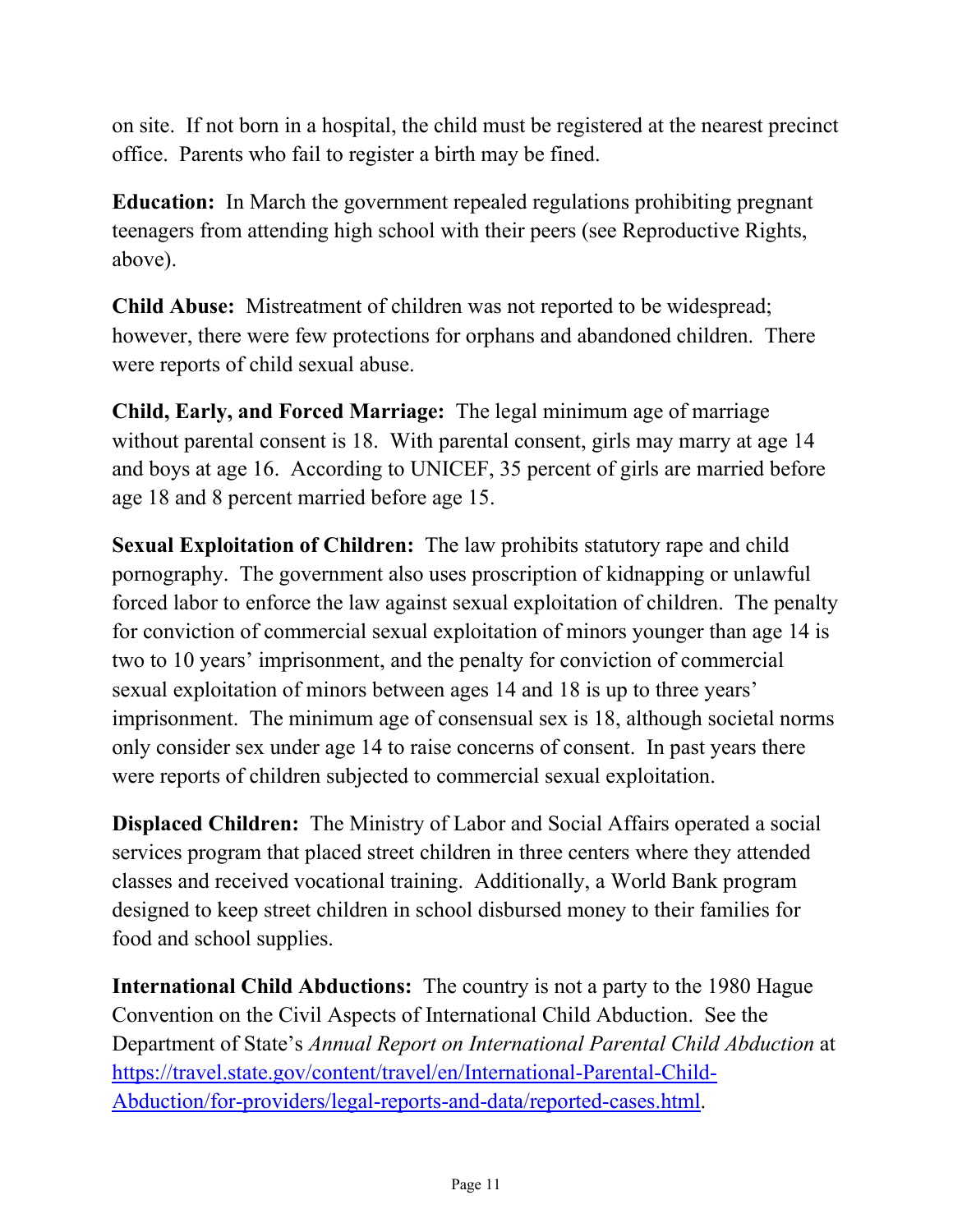on site. If not born in a hospital, the child must be registered at the nearest precinct office. Parents who fail to register a birth may be fined.

**Education:** In March the government repealed regulations prohibiting pregnant teenagers from attending high school with their peers (see Reproductive Rights, above).

**Child Abuse:** Mistreatment of children was not reported to be widespread; however, there were few protections for orphans and abandoned children. There were reports of child sexual abuse.

**Child, Early, and Forced Marriage:** The legal minimum age of marriage without parental consent is 18. With parental consent, girls may marry at age 14 and boys at age 16. According to UNICEF, 35 percent of girls are married before age 18 and 8 percent married before age 15.

**Sexual Exploitation of Children:** The law prohibits statutory rape and child pornography. The government also uses proscription of kidnapping or unlawful forced labor to enforce the law against sexual exploitation of children. The penalty for conviction of commercial sexual exploitation of minors younger than age 14 is two to 10 years' imprisonment, and the penalty for conviction of commercial sexual exploitation of minors between ages 14 and 18 is up to three years' imprisonment. The minimum age of consensual sex is 18, although societal norms only consider sex under age 14 to raise concerns of consent. In past years there were reports of children subjected to commercial sexual exploitation.

**Displaced Children:** The Ministry of Labor and Social Affairs operated a social services program that placed street children in three centers where they attended classes and received vocational training. Additionally, a World Bank program designed to keep street children in school disbursed money to their families for food and school supplies.

**International Child Abductions:** The country is not a party to the 1980 Hague Convention on the Civil Aspects of International Child Abduction. See the Department of State's *Annual Report on International Parental Child Abduction* at [https://travel.state.gov/content/travel/en/International-Parental-Child-Abduction/for-providers/legal-reports-and-data/reported-cases.html](https://travel.state.gov/content/travel/en/International-Parental-Child-Abduction/for-providers/legal-reports-and-data/reported-cases.html).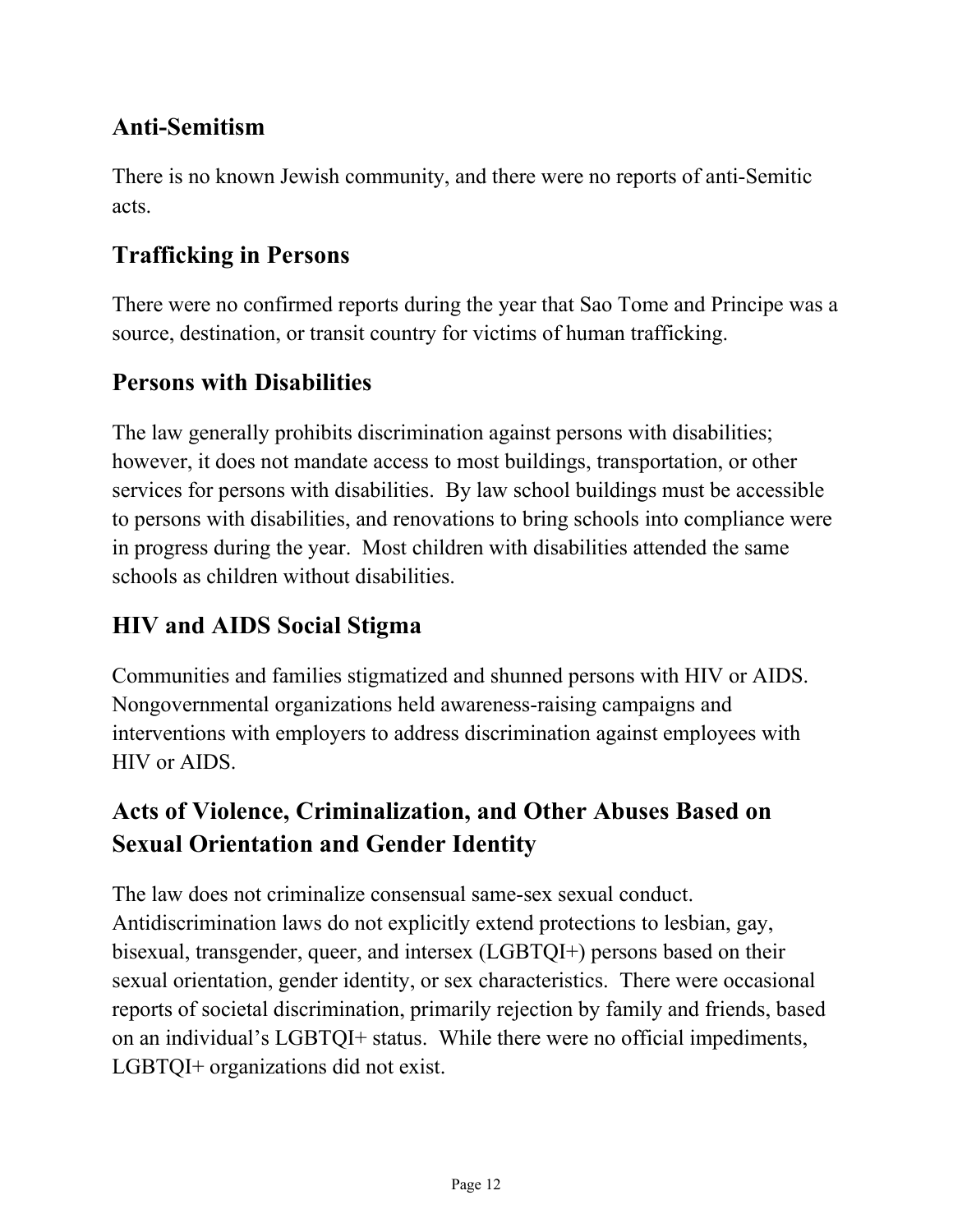## Anti-Semitism

There is no known Jewish community, and there were no reports of anti-Semitic acts.

## Trafficking in Persons

There were no confirmed reports during the year that Sao Tome and Principe was a source, destination, or transit country for victims of human trafficking.

## Persons with Disabilities

The law generally prohibits discrimination against persons with disabilities; however, it does not mandate access to most buildings, transportation, or other services for persons with disabilities. By law school buildings must be accessible to persons with disabilities, and renovations to bring schools into compliance were in progress during the year. Most children with disabilities attended the same schools as children without disabilities.

## HIV and AIDS Social Stigma

Communities and families stigmatized and shunned persons with HIV or AIDS. Nongovernmental organizations held awareness-raising campaigns and interventions with employers to address discrimination against employees with HIV or AIDS.

## Acts of Violence, Criminalization, and Other Abuses Based on Sexual Orientation and Gender Identity

The law does not criminalize consensual same-sex sexual conduct. Antidiscrimination laws do not explicitly extend protections to lesbian, gay, bisexual, transgender, queer, and intersex (LGBTQI+) persons based on their sexual orientation, gender identity, or sex characteristics. There were occasional reports of societal discrimination, primarily rejection by family and friends, based on an individual's LGBTQI+ status. While there were no official impediments, LGBTQI+ organizations did not exist.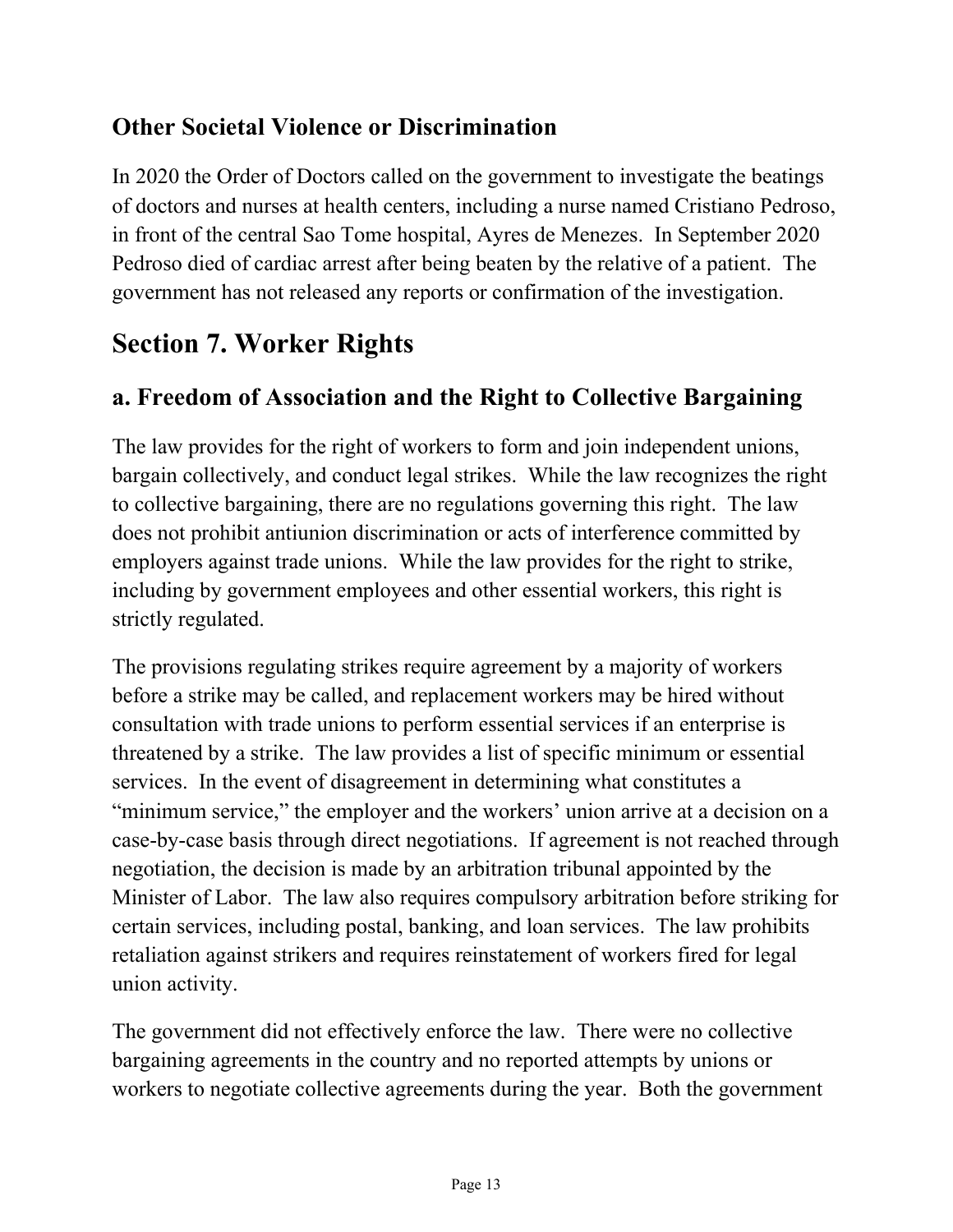### Other Societal Violence or Discrimination

In 2020 the Order of Doctors called on the government to investigate the beatings of doctors and nurses at health centers, including a nurse named Cristiano Pedroso, in front of the central Sao Tome hospital, Ayres de Menezes. In September 2020 Pedroso died of cardiac arrest after being beaten by the relative of a patient. The government has not released any reports or confirmation of the investigation.

## Section 7. Worker Rights

### a. Freedom of Association and the Right to Collective Bargaining

The law provides for the right of workers to form and join independent unions, bargain collectively, and conduct legal strikes. While the law recognizes the right to collective bargaining, there are no regulations governing this right. The law does not prohibit antiunion discrimination or acts of interference committed by employers against trade unions. While the law provides for the right to strike, including by government employees and other essential workers, this right is strictly regulated.

The provisions regulating strikes require agreement by a majority of workers before a strike may be called, and replacement workers may be hired without consultation with trade unions to perform essential services if an enterprise is threatened by a strike. The law provides a list of specific minimum or essential services. In the event of disagreement in determining what constitutes a "minimum service," the employer and the workers' union arrive at a decision on a case-by-case basis through direct negotiations. If agreement is not reached through negotiation, the decision is made by an arbitration tribunal appointed by the Minister of Labor. The law also requires compulsory arbitration before striking for certain services, including postal, banking, and loan services. The law prohibits retaliation against strikers and requires reinstatement of workers fired for legal union activity.

The government did not effectively enforce the law. There were no collective bargaining agreements in the country and no reported attempts by unions or workers to negotiate collective agreements during the year. Both the government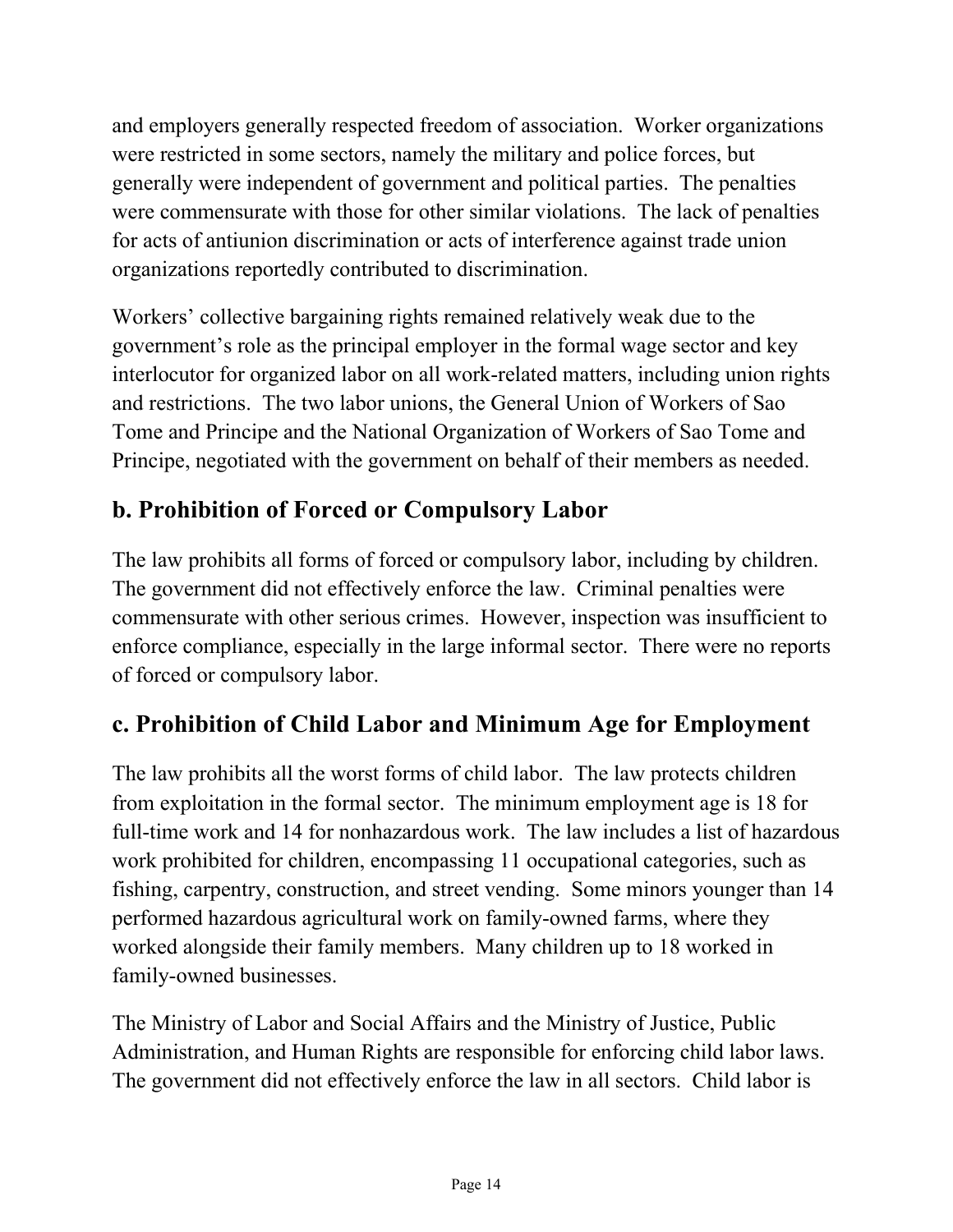and employers generally respected freedom of association. Worker organizations were restricted in some sectors, namely the military and police forces, but generally were independent of government and political parties. The penalties were commensurate with those for other similar violations. The lack of penalties for acts of antiunion discrimination or acts of interference against trade union organizations reportedly contributed to discrimination.

Workers' collective bargaining rights remained relatively weak due to the government's role as the principal employer in the formal wage sector and key interlocutor for organized labor on all work-related matters, including union rights and restrictions. The two labor unions, the General Union of Workers of Sao Tome and Principe and the National Organization of Workers of Sao Tome and Principe, negotiated with the government on behalf of their members as needed.

## b. Prohibition of Forced or Compulsory Labor

The law prohibits all forms of forced or compulsory labor, including by children. The government did not effectively enforce the law. Criminal penalties were commensurate with other serious crimes. However, inspection was insufficient to enforce compliance, especially in the large informal sector. There were no reports of forced or compulsory labor.

## c. Prohibition of Child Labor and Minimum Age for Employment

The law prohibits all the worst forms of child labor. The law protects children from exploitation in the formal sector. The minimum employment age is 18 for full-time work and 14 for nonhazardous work. The law includes a list of hazardous work prohibited for children, encompassing 11 occupational categories, such as fishing, carpentry, construction, and street vending. Some minors younger than 14 performed hazardous agricultural work on family-owned farms, where they worked alongside their family members. Many children up to 18 worked in family-owned businesses.

The Ministry of Labor and Social Affairs and the Ministry of Justice, Public Administration, and Human Rights are responsible for enforcing child labor laws. The government did not effectively enforce the law in all sectors. Child labor is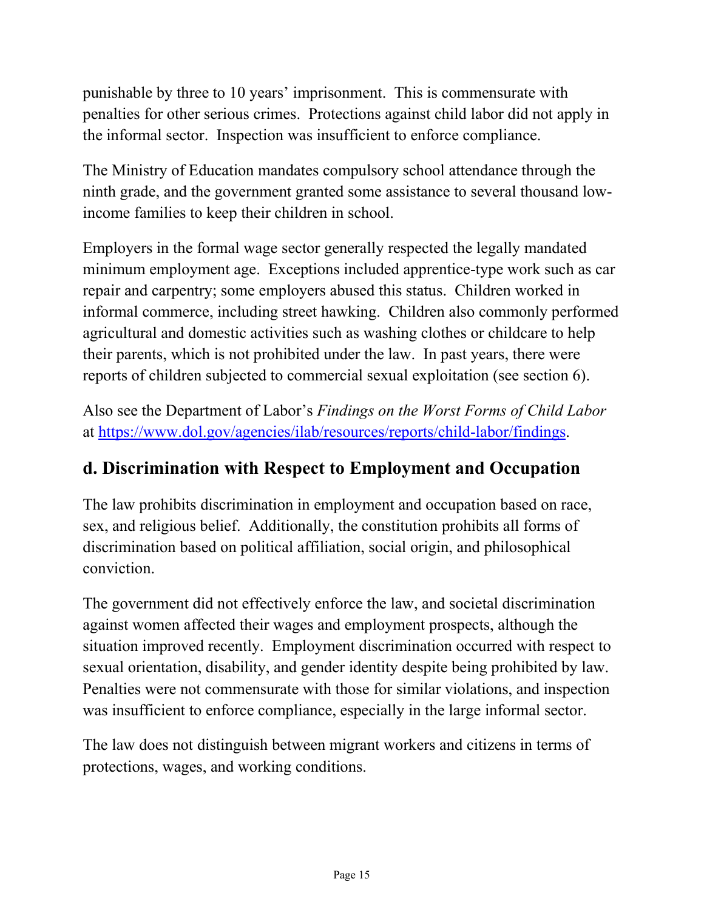punishable by three to 10 years' imprisonment. This is commensurate with penalties for other serious crimes. Protections against child labor did not apply in the informal sector. Inspection was insufficient to enforce compliance.

The Ministry of Education mandates compulsory school attendance through the ninth grade, and the government granted some assistance to several thousand low-income families to keep their children in school.

Employers in the formal wage sector generally respected the legally mandated minimum employment age. Exceptions included apprentice-type work such as car repair and carpentry; some employers abused this status. Children worked in informal commerce, including street hawking. Children also commonly performed agricultural and domestic activities such as washing clothes or childcare to help their parents, which is not prohibited under the law. In past years, there were reports of children subjected to commercial sexual exploitation (see section 6).

Also see the Department of Labor's *Findings on the Worst Forms of Child Labor* at https://www.dol.gov/agencies/ilab/resources/reports/child-labor/findings.

## d. Discrimination with Respect to Employment and Occupation

The law prohibits discrimination in employment and occupation based on race, sex, and religious belief. Additionally, the constitution prohibits all forms of discrimination based on political affiliation, social origin, and philosophical conviction.

The government did not effectively enforce the law, and societal discrimination against women affected their wages and employment prospects, although the situation improved recently. Employment discrimination occurred with respect to sexual orientation, disability, and gender identity despite being prohibited by law. Penalties were not commensurate with those for similar violations, and inspection was insufficient to enforce compliance, especially in the large informal sector.

The law does not distinguish between migrant workers and citizens in terms of protections, wages, and working conditions.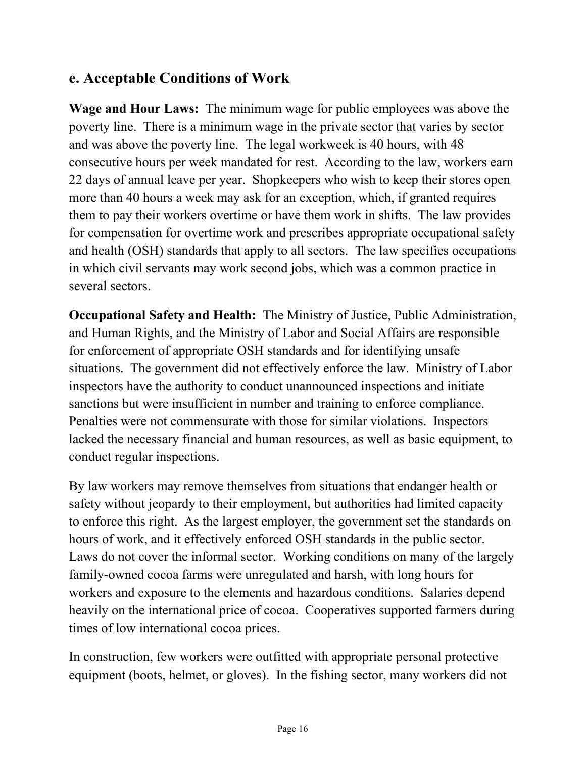## e. Acceptable Conditions of Work

**Wage and Hour Laws:** The minimum wage for public employees was above the poverty line. There is a minimum wage in the private sector that varies by sector and was above the poverty line. The legal workweek is 40 hours, with 48 consecutive hours per week mandated for rest. According to the law, workers earn 22 days of annual leave per year. Shopkeepers who wish to keep their stores open more than 40 hours a week may ask for an exception, which, if granted requires them to pay their workers overtime or have them work in shifts. The law provides for compensation for overtime work and prescribes appropriate occupational safety and health (OSH) standards that apply to all sectors. The law specifies occupations in which civil servants may work second jobs, which was a common practice in several sectors.

**Occupational Safety and Health:** The Ministry of Justice, Public Administration, and Human Rights, and the Ministry of Labor and Social Affairs are responsible for enforcement of appropriate OSH standards and for identifying unsafe situations. The government did not effectively enforce the law. Ministry of Labor inspectors have the authority to conduct unannounced inspections and initiate sanctions but were insufficient in number and training to enforce compliance. Penalties were not commensurate with those for similar violations. Inspectors lacked the necessary financial and human resources, as well as basic equipment, to conduct regular inspections.

By law workers may remove themselves from situations that endanger health or safety without jeopardy to their employment, but authorities had limited capacity to enforce this right. As the largest employer, the government set the standards on hours of work, and it effectively enforced OSH standards in the public sector. Laws do not cover the informal sector. Working conditions on many of the largely family-owned cocoa farms were unregulated and harsh, with long hours for workers and exposure to the elements and hazardous conditions. Salaries depend heavily on the international price of cocoa. Cooperatives supported farmers during times of low international cocoa prices.

In construction, few workers were outfitted with appropriate personal protective equipment (boots, helmet, or gloves). In the fishing sector, many workers did not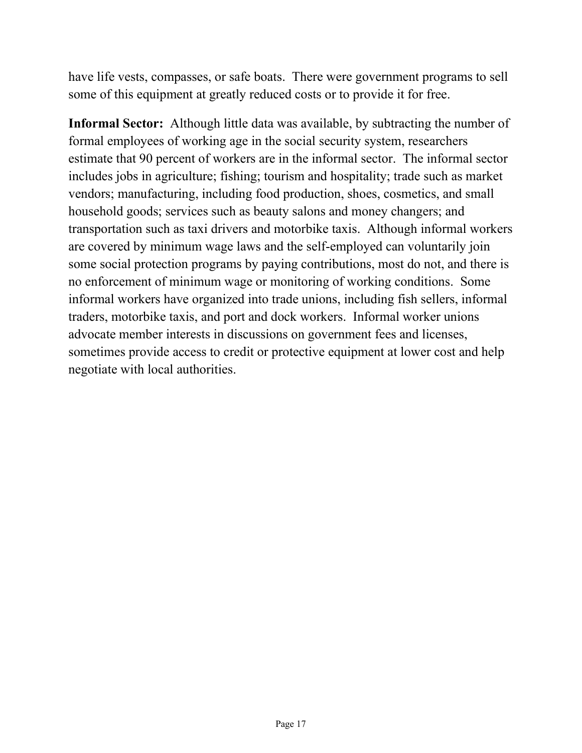have life vests, compasses, or safe boats. There were government programs to sell some of this equipment at greatly reduced costs or to provide it for free.

**Informal Sector:** Although little data was available, by subtracting the number of formal employees of working age in the social security system, researchers estimate that 90 percent of workers are in the informal sector. The informal sector includes jobs in agriculture; fishing; tourism and hospitality; trade such as market vendors; manufacturing, including food production, shoes, cosmetics, and small household goods; services such as beauty salons and money changers; and transportation such as taxi drivers and motorbike taxis. Although informal workers are covered by minimum wage laws and the self-employed can voluntarily join some social protection programs by paying contributions, most do not, and there is no enforcement of minimum wage or monitoring of working conditions. Some informal workers have organized into trade unions, including fish sellers, informal traders, motorbike taxis, and port and dock workers. Informal worker unions advocate member interests in discussions on government fees and licenses, sometimes provide access to credit or protective equipment at lower cost and help negotiate with local authorities.